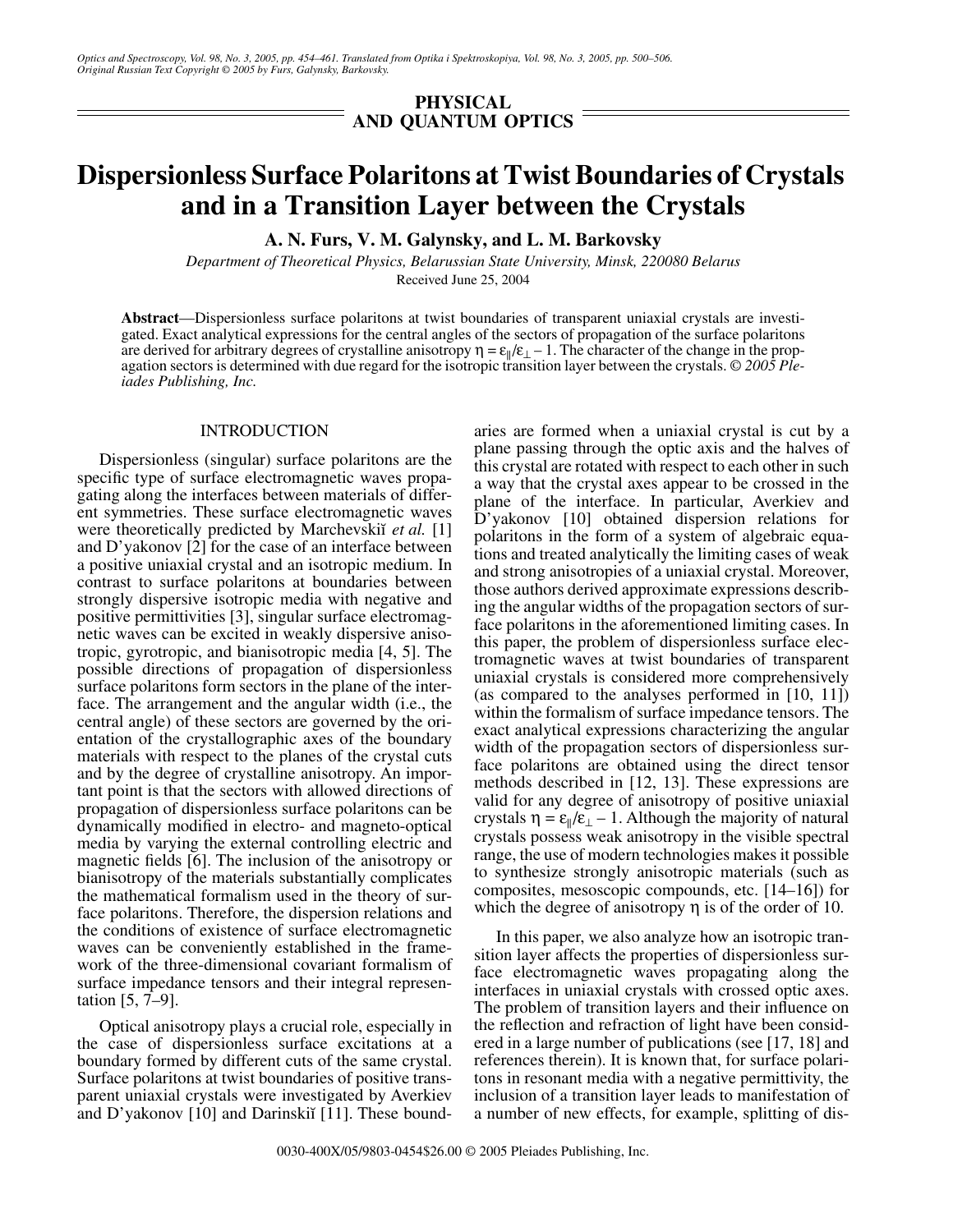PHYSICAL AND QUANTUM OPTICS

# Dispersionless Surface Polaritons at Twist Boundaries of Crystals and in a Transition Layer between the Crystals

**A. N. Furs, V. M. Galynsky, and L. M. Barkovsky**

*Department of Theoretical Physics, Belarussian State University, Minsk, 220080 Belarus*

Received June 25, 2004

**Abstract**—Dispersionless surface polaritons at twist boundaries of transparent uniaxial crystals are investigated. Exact analytical expressions for the central angles of the sectors of propagation of the surface polaritons are derived for arbitrary degrees of crystalline anisotropy $\eta = \varepsilon_{\parallel}/\varepsilon_{\perp} - 1$. The character of the change in the propagation sectors is determined with due regard for the isotropic transition layer between the crystals. © *2005 Pleiades Publishing, Inc.*

## INTRODUCTION

Dispersionless (singular) surface polaritons are the specific type of surface electromagnetic waves propagating along the interfaces between materials of different symmetries. These surface electromagnetic waves were theoretically predicted by Marchevskiĭ *et al.* [1] and D'yakonov [2] for the case of an interface between a positive uniaxial crystal and an isotropic medium. In contrast to surface polaritons at boundaries between strongly dispersive isotropic media with negative and positive permittivities [3], singular surface electromagnetic waves can be excited in weakly dispersive anisotropic, gyrotropic, and bianisotropic media [4, 5]. The possible directions of propagation of dispersionless surface polaritons form sectors in the plane of the interface. The arrangement and the angular width (i.e., the central angle) of these sectors are governed by the orientation of the crystallographic axes of the boundary materials with respect to the planes of the crystal cuts and by the degree of crystalline anisotropy. An important point is that the sectors with allowed directions of propagation of dispersionless surface polaritons can be dynamically modified in electro- and magneto-optical media by varying the external controlling electric and magnetic fields [6]. The inclusion of the anisotropy or bianisotropy of the materials substantially complicates the mathematical formalism used in the theory of surface polaritons. Therefore, the dispersion relations and the conditions of existence of surface electromagnetic waves can be conveniently established in the framework of the three-dimensional covariant formalism of surface impedance tensors and their integral representation [5, 7–9].

Optical anisotropy plays a crucial role, especially in the case of dispersionless surface excitations at a boundary formed by different cuts of the same crystal. Surface polaritons at twist boundaries of positive transparent uniaxial crystals were investigated by Averkiev and D'yakonov [10] and Darinskiĭ [11]. These boundaries are formed when a uniaxial crystal is cut by a plane passing through the optic axis and the halves of this crystal are rotated with respect to each other in such a way that the crystal axes appear to be crossed in the plane of the interface. In particular, Averkiev and D'yakonov [10] obtained dispersion relations for polaritons in the form of a system of algebraic equations and treated analytically the limiting cases of weak and strong anisotropies of a uniaxial crystal. Moreover, those authors derived approximate expressions describing the angular widths of the propagation sectors of surface polaritons in the aforementioned limiting cases. In this paper, the problem of dispersionless surface electromagnetic waves at twist boundaries of transparent uniaxial crystals is considered more comprehensively (as compared to the analyses performed in [10, 11]) within the formalism of surface impedance tensors. The exact analytical expressions characterizing the angular width of the propagation sectors of dispersionless surface polaritons are obtained using the direct tensor methods described in [12, 13]. These expressions are valid for any degree of anisotropy of positive uniaxial crystals $\eta = \varepsilon_{\parallel}/\varepsilon_{\perp} - 1$. Although the majority of natural crystals possess weak anisotropy in the visible spectral range, the use of modern technologies makes it possible to synthesize strongly anisotropic materials (such as composites, mesoscopic compounds, etc. [14–16]) for which the degree of anisotropy $\eta$ is of the order of 10.

In this paper, we also analyze how an isotropic transition layer affects the properties of dispersionless surface electromagnetic waves propagating along the interfaces in uniaxial crystals with crossed optic axes. The problem of transition layers and their influence on the reflection and refraction of light have been considered in a large number of publications (see [17, 18] and references therein). It is known that, for surface polaritons in resonant media with a negative permittivity, the inclusion of a transition layer leads to manifestation of a number of new effects, for example, splitting of dis-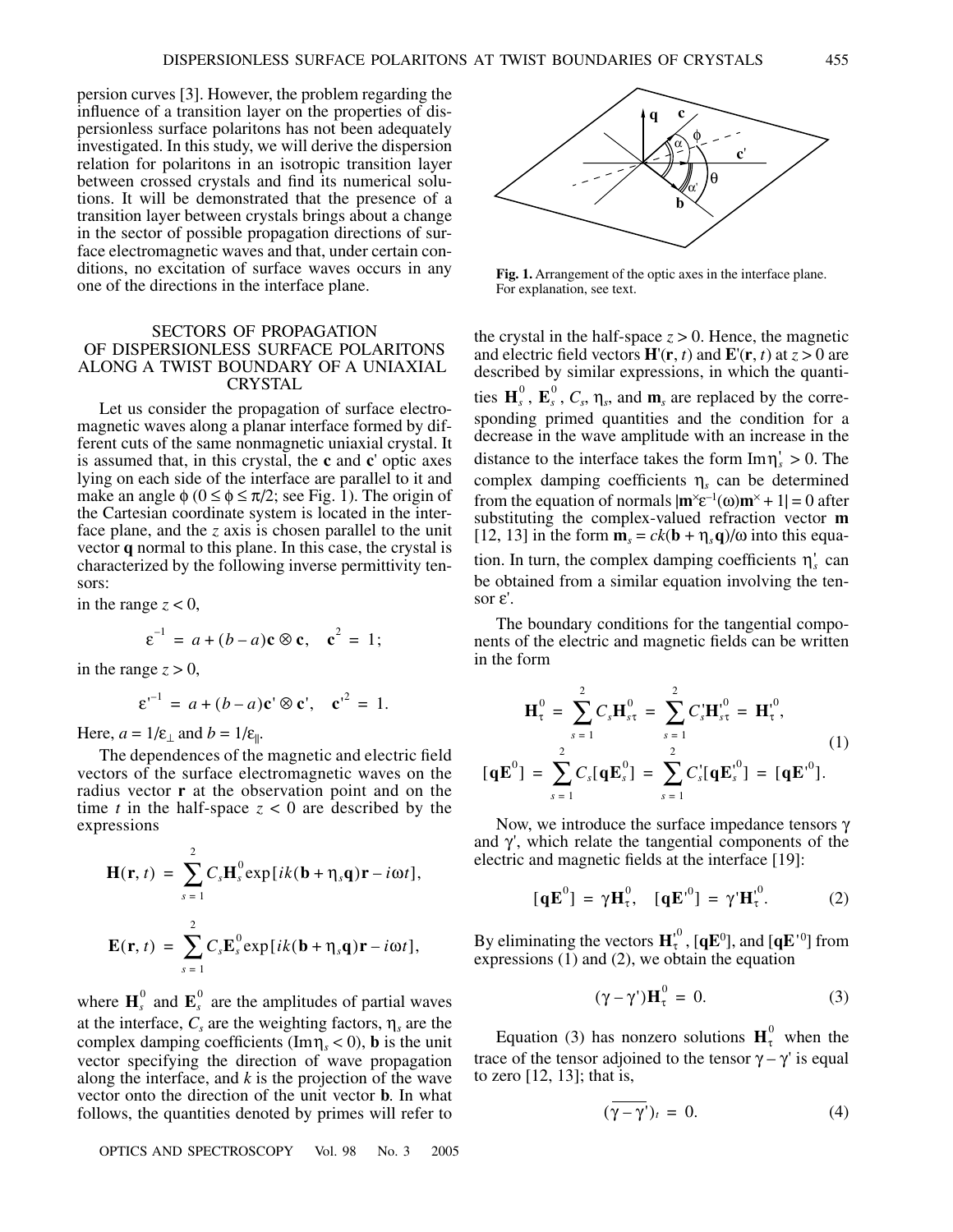persion curves [3]. However, the problem regarding the influence of a transition layer on the properties of dispersionless surface polaritons has not been adequately investigated. In this study, we will derive the dispersion relation for polaritons in an isotropic transition layer between crossed crystals and find its numerical solutions. It will be demonstrated that the presence of a transition layer between crystals brings about a change in the sector of possible propagation directions of surface electromagnetic waves and that, under certain conditions, no excitation of surface waves occurs in any one of the directions in the interface plane.

## SECTORS OF PROPAGATION OF DISPERSIONLESS SURFACE POLARITONS ALONG A TWIST BOUNDARY OF A UNIAXIAL CRYSTAL

Let us consider the propagation of surface electromagnetic waves along a planar interface formed by different cuts of the same nonmagnetic uniaxial crystal. It is assumed that, in this crystal, the **c** and **c**' optic axes lying on each side of the interface are parallel to it and make an angle $\phi$ ($0 \le \phi \le \pi/2$; see Fig. 1). The origin of the Cartesian coordinate system is located in the interface plane, and the $z$ axis is chosen parallel to the unit vector **q** normal to this plane. In this case, the crystal is characterized by the following inverse permittivity tensors:

in the range $z < 0$,

$$\varepsilon^{-1} = a + (b-a)\mathbf{c} \otimes \mathbf{c}, \quad \mathbf{c}^2 = 1;$$

in the range $z > 0$,

$$\varepsilon'^{-1} = a + (b-a)\mathbf{c}' \otimes \mathbf{c}', \quad \mathbf{c}'^2 = 1.$$

Here, $a = 1/\varepsilon_\perp$ and $b = 1/\varepsilon_\parallel$.

The dependences of the magnetic and electric field vectors of the surface electromagnetic waves on the radius vector **r** at the observation point and on the time $t$ in the half-space $z < 0$ are described by the expressions

$$\mathbf{H}(\mathbf{r}, t) = \sum_{s=1}^{2} C_s \mathbf{H}_s^0 \exp[ik(\mathbf{b} + \eta_s \mathbf{q})\mathbf{r} - i\omega t],$$

$$\mathbf{E}(\mathbf{r}, t) = \sum_{s=1}^{2} C_s \mathbf{E}_s^0 \exp[ik(\mathbf{b} + \eta_s \mathbf{q})\mathbf{r} - i\omega t],$$

where $\mathbf{H}_s^0$ and $\mathbf{E}_s^0$ are the amplitudes of partial waves at the interface, $C_s$ are the weighting factors, $\eta_s$ are the complex damping coefficients ($\mathrm{Im}\,\eta_s < 0$), **b** is the unit vector specifying the direction of wave propagation along the interface, and $k$ is the projection of the wave vector onto the direction of the unit vector **b**. In what follows, the quantities denoted by primes will refer to the crystal in the half-space $z > 0$. Hence, the magnetic and electric field vectors $\mathbf{H}'(\mathbf{r}, t)$ and $\mathbf{E}'(\mathbf{r}, t)$ at $z > 0$ are described by similar expressions, in which the quantities $\mathbf{H}_s^0$, $\mathbf{E}_s^0$, $C_s$, $\eta_s$, and $\mathbf{m}_s$ are replaced by the corresponding primed quantities and the condition for a decrease in the wave amplitude with an increase in the distance to the interface takes the form $\mathrm{Im}\,\eta_s' > 0$. The complex damping coefficients $\eta_s$ can be determined from the equation of normals $|\mathbf{m}^\times \varepsilon^{-1}(\omega)\mathbf{m}^\times + 1| = 0$ after substituting the complex-valued refraction vector **m** [12, 13] in the form $\mathbf{m}_s = ck(\mathbf{b} + \eta_s \mathbf{q})/\omega$ into this equation. In turn, the complex damping coefficients $\eta_s'$ can be obtained from a similar equation involving the tensor $\varepsilon'$.

Fig. 1. Arrangement of the optic axes in the interface plane. For explanation, see text.

The boundary conditions for the tangential components of the electric and magnetic fields can be written in the form

$$\begin{aligned} \mathbf{H}_\tau^0 &= \sum_{s=1}^{2} C_s \mathbf{H}_{s\tau}^0 = \sum_{s=1}^{2} C_s' \mathbf{H}_{s\tau}'^0 = \mathbf{H}_\tau'^0, \\ [\mathbf{q}\mathbf{E}^0] &= \sum_{s=1}^{2} C_s [\mathbf{q}\mathbf{E}_s^0] = \sum_{s=1}^{2} C_s' [\mathbf{q}\mathbf{E}_s'^0] = [\mathbf{q}\mathbf{E}'^0]. \end{aligned} \tag{1}$$

Now, we introduce the surface impedance tensors $\gamma$ and $\gamma'$, which relate the tangential components of the electric and magnetic fields at the interface [19]:

$$[\mathbf{q}\mathbf{E}^0] = \gamma \mathbf{H}_\tau^0, \quad [\mathbf{q}\mathbf{E}'^0] = \gamma' \mathbf{H}_\tau'^0. \tag{2}$$

By eliminating the vectors $\mathbf{H}_\tau'^0$, $[\mathbf{q}\mathbf{E}^0]$, and $[\mathbf{q}\mathbf{E}'^0]$ from expressions (1) and (2), we obtain the equation

$$(\gamma - \gamma')\mathbf{H}_\tau^0 = 0. \tag{3}$$

Equation (3) has nonzero solutions $\mathbf{H}_\tau^0$ when the trace of the tensor adjoined to the tensor $\gamma - \gamma'$ is equal to zero [12, 13]; that is,

$$(\overline{\gamma - \gamma'})_t = 0. \tag{4}$$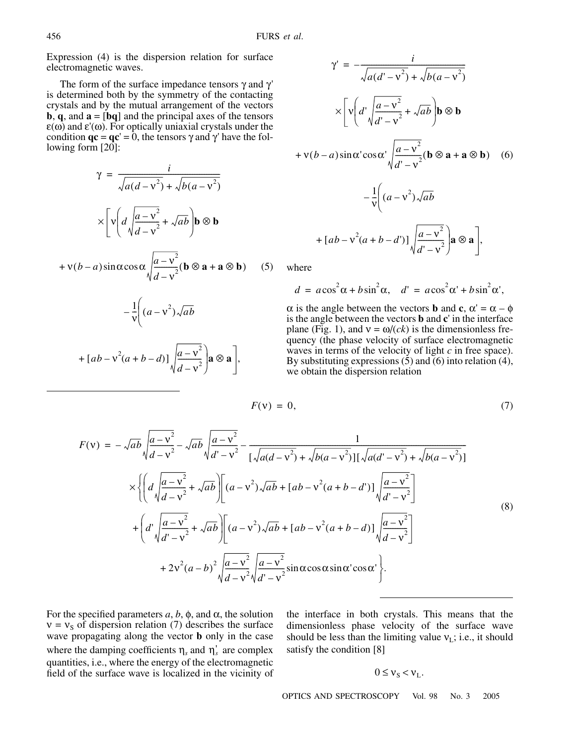Expression (4) is the dispersion relation for surface electromagnetic waves.

The form of the surface impedance tensors $\gamma$ and $\gamma'$ is determined both by the symmetry of the contacting crystals and by the mutual arrangement of the vectors $\mathbf{b}$, $\mathbf{q}$, and $\mathbf{a} = [\mathbf{bq}]$ and the principal axes of the tensors $\varepsilon(\omega)$ and $\varepsilon'(\omega)$. For optically uniaxial crystals under the condition $\mathbf{qc} = \mathbf{qc}' = 0$, the tensors $\gamma$ and $\gamma'$ have the following form [20]:

$$\gamma = \frac{i}{\sqrt{a(d-\nu^2)}+\sqrt{b(a-\nu^2)}} \times \left[\nu\left(d\sqrt{\frac{a-\nu^2}{d-\nu^2}}+\sqrt{ab}\right)\mathbf{b}\otimes\mathbf{b} + \nu(b-a)\sin\alpha\cos\alpha\sqrt{\frac{a-\nu^2}{d-\nu^2}}(\mathbf{b}\otimes\mathbf{a}+\mathbf{a}\otimes\mathbf{b}) - \frac{1}{\nu}\left((a-\nu^2)\sqrt{ab} + [ab-\nu^2(a+b-d)]\sqrt{\frac{a-\nu^2}{d-\nu^2}}\right)\mathbf{a}\otimes\mathbf{a}\right], \quad (5)$$

$$\gamma' = -\frac{i}{\sqrt{a(d'-\nu^2)}+\sqrt{b(a-\nu^2)}} \times \left[\nu\left(d'\sqrt{\frac{a-\nu^2}{d'-\nu^2}}+\sqrt{ab}\right)\mathbf{b}\otimes\mathbf{b} + \nu(b-a)\sin\alpha'\cos\alpha'\sqrt{\frac{a-\nu^2}{d'-\nu^2}}(\mathbf{b}\otimes\mathbf{a}+\mathbf{a}\otimes\mathbf{b}) - \frac{1}{\nu}\left((a-\nu^2)\sqrt{ab} + [ab-\nu^2(a+b-d')]\sqrt{\frac{a-\nu^2}{d'-\nu^2}}\right)\mathbf{a}\otimes\mathbf{a}\right], \quad (6)$$

where

$$d = a\cos^2\alpha + b\sin^2\alpha, \quad d' = a\cos^2\alpha' + b\sin^2\alpha',$$

$\alpha$ is the angle between the vectors $\mathbf{b}$ and $\mathbf{c}$, $\alpha' = \alpha - \phi$ is the angle between the vectors $\mathbf{b}$ and $\mathbf{c}'$ in the interface plane (Fig. 1), and $\nu = \omega/(ck)$ is the dimensionless frequency (the phase velocity of surface electromagnetic waves in terms of the velocity of light $c$ in free space). By substituting expressions (5) and (6) into relation (4), we obtain the dispersion relation

$$F(\nu) = 0, \quad (7)$$

$$F(\nu) = -\sqrt{ab}\sqrt{\frac{a-\nu^2}{d-\nu^2}} - \sqrt{ab}\sqrt{\frac{a-\nu^2}{d'-\nu^2}} - \frac{1}{[\sqrt{a(d-\nu^2)}+\sqrt{b(a-\nu^2)}][\sqrt{a(d'-\nu^2)}+\sqrt{b(a-\nu^2)}]}$$
$$\times\left\{\left(d\sqrt{\frac{a-\nu^2}{d-\nu^2}}+\sqrt{ab}\right)\left[(a-\nu^2)\sqrt{ab}+[ab-\nu^2(a+b-d')]\sqrt{\frac{a-\nu^2}{d'-\nu^2}}\right]\right.$$
$$+\left(d'\sqrt{\frac{a-\nu^2}{d'-\nu^2}}+\sqrt{ab}\right)\left[(a-\nu^2)\sqrt{ab}+[ab-\nu^2(a+b-d)]\sqrt{\frac{a-\nu^2}{d-\nu^2}}\right]$$
$$\left.+2\nu^2(a-b)^2\sqrt{\frac{a-\nu^2}{d-\nu^2}}\sqrt{\frac{a-\nu^2}{d'-\nu^2}}\sin\alpha\cos\alpha\sin\alpha'\cos\alpha'\right\}. \quad (8)$$

For the specified parameters $a$, $b$, $\phi$, and $\alpha$, the solution $\nu = \nu_S$ of dispersion relation (7) describes the surface wave propagating along the vector $\mathbf{b}$ only in the case where the damping coefficients $\eta_s$ and $\eta'_s$ are complex quantities, i.e., where the energy of the electromagnetic field of the surface wave is localized in the vicinity of the interface in both crystals. This means that the dimensionless phase velocity of the surface wave should be less than the limiting value $\nu_L$; i.e., it should satisfy the condition [8]

$$0 \le \nu_S < \nu_L.$$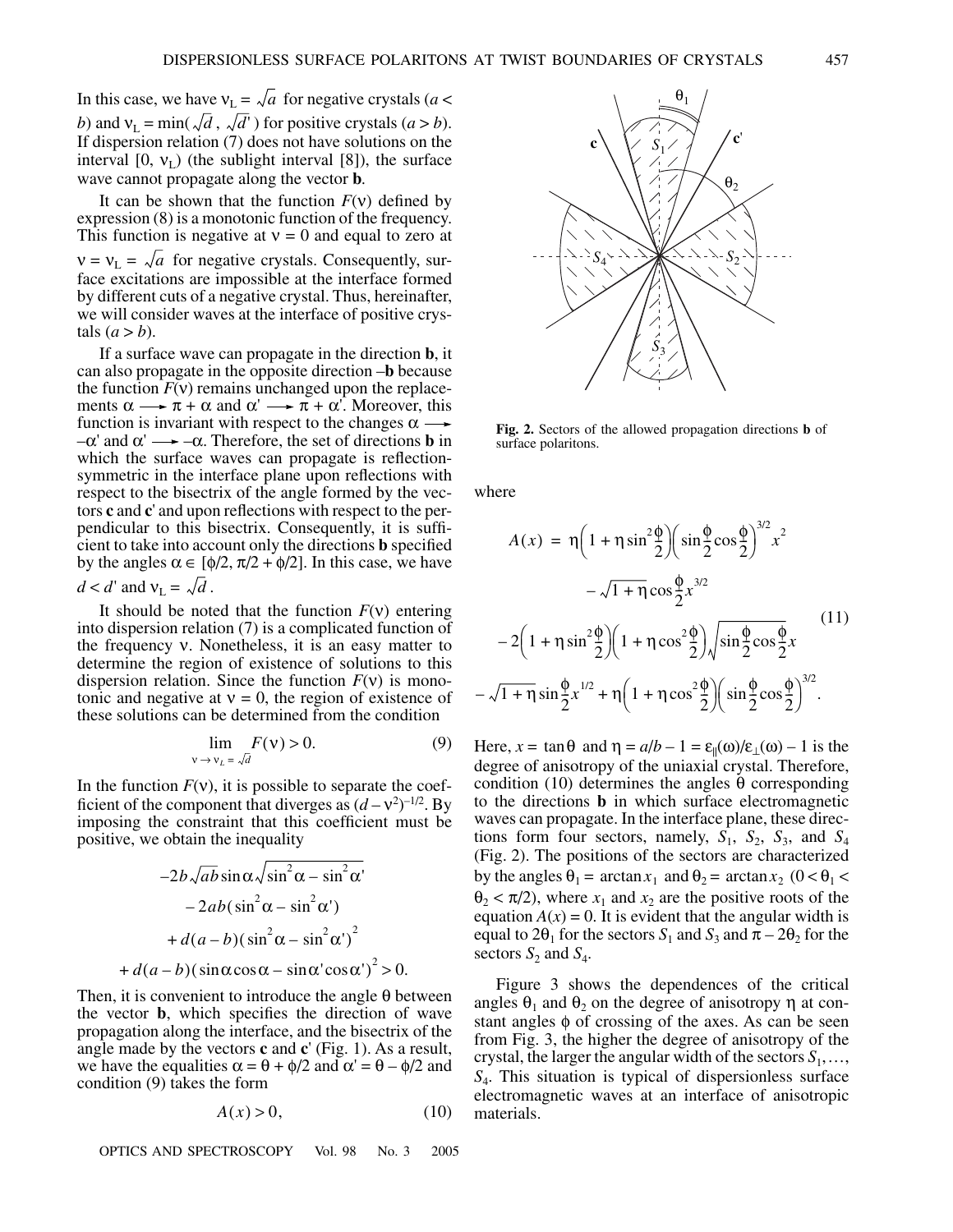In this case, we have $\nu_L = \sqrt{a}$ for negative crystals ($a < b$) and $\nu_L = \min(\sqrt{d}, \sqrt{d'})$ for positive crystals ($a > b$). If dispersion relation (7) does not have solutions on the interval $[0, \nu_L)$ (the sublight interval [8]), the surface wave cannot propagate along the vector **b**.

It can be shown that the function $F(\nu)$ defined by expression (8) is a monotonic function of the frequency. This function is negative at $\nu = 0$ and equal to zero at $\nu = \nu_L = \sqrt{a}$ for negative crystals. Consequently, surface excitations are impossible at the interface formed by different cuts of a negative crystal. Thus, hereinafter, we will consider waves at the interface of positive crystals ($a > b$).

If a surface wave can propagate in the direction **b**, it can also propagate in the opposite direction –**b** because the function $F(\nu)$ remains unchanged upon the replacements $\alpha \longrightarrow \pi + \alpha$ and $\alpha' \longrightarrow \pi + \alpha'$. Moreover, this function is invariant with respect to the changes $\alpha \longrightarrow -\alpha'$ and $\alpha' \longrightarrow -\alpha$. Therefore, the set of directions **b** in which the surface waves can propagate is reflection-symmetric in the interface plane upon reflections with respect to the bisectrix of the angle formed by the vectors **c** and **c**' and upon reflections with respect to the perpendicular to this bisectrix. Consequently, it is sufficient to take into account only the directions **b** specified by the angles $\alpha \in [\phi/2, \pi/2 + \phi/2]$. In this case, we have $d < d'$ and $\nu_L = \sqrt{d}$.

It should be noted that the function $F(\nu)$ entering into dispersion relation (7) is a complicated function of the frequency $\nu$. Nonetheless, it is an easy matter to determine the region of existence of solutions to this dispersion relation. Since the function $F(\nu)$ is monotonic and negative at $\nu = 0$, the region of existence of these solutions can be determined from the condition

$$\lim_{\nu \to \nu_L = \sqrt{d}} F(\nu) > 0. \tag{9}$$

In the function $F(\nu)$, it is possible to separate the coefficient of the component that diverges as $(d - \nu^2)^{-1/2}$. By imposing the constraint that this coefficient must be positive, we obtain the inequality

$$\begin{aligned}
&-2b\sqrt{ab}\sin\alpha\sqrt{\sin^2\alpha - \sin^2\alpha'} \\
&\quad - 2ab(\sin^2\alpha - \sin^2\alpha') \\
&\quad + d(a-b)(\sin^2\alpha - \sin^2\alpha')^2 \\
&\quad + d(a-b)(\sin\alpha\cos\alpha - \sin\alpha'\cos\alpha')^2 > 0.
\end{aligned}$$

Then, it is convenient to introduce the angle $\theta$ between the vector **b**, which specifies the direction of wave propagation along the interface, and the bisectrix of the angle made by the vectors **c** and **c**' (Fig. 1). As a result, we have the equalities $\alpha = \theta + \phi/2$ and $\alpha' = \theta - \phi/2$ and condition (9) takes the form

$$A(x) > 0, \tag{10}$$

**Fig. 2.** Sectors of the allowed propagation directions **b** of surface polaritons.

where

$$\begin{aligned}
A(x) &= \eta\left(1 + \eta\sin^2\frac{\phi}{2}\right)\left(\sin\frac{\phi}{2}\cos\frac{\phi}{2}\right)^{3/2}x^2 \\
&\quad - \sqrt{1+\eta}\cos\frac{\phi}{2}x^{3/2} \\
&\quad - 2\left(1 + \eta\sin^2\frac{\phi}{2}\right)\left(1 + \eta\cos^2\frac{\phi}{2}\right)\sqrt{\sin\frac{\phi}{2}\cos\frac{\phi}{2}}\,x \\
&\quad - \sqrt{1+\eta}\sin\frac{\phi}{2}x^{1/2} + \eta\left(1 + \eta\cos^2\frac{\phi}{2}\right)\left(\sin\frac{\phi}{2}\cos\frac{\phi}{2}\right)^{3/2}.
\end{aligned} \tag{11}$$

Here, $x = \tan\theta$ and $\eta = a/b - 1 = \varepsilon_{\parallel}(\omega)/\varepsilon_{\perp}(\omega) - 1$ is the degree of anisotropy of the uniaxial crystal. Therefore, condition (10) determines the angles $\theta$ corresponding to the directions **b** in which surface electromagnetic waves can propagate. In the interface plane, these directions form four sectors, namely, $S_1$, $S_2$, $S_3$, and $S_4$ (Fig. 2). The positions of the sectors are characterized by the angles $\theta_1 = \arctan x_1$ and $\theta_2 = \arctan x_2$ $(0 < \theta_1 < \theta_2 < \pi/2)$, where $x_1$ and $x_2$ are the positive roots of the equation $A(x) = 0$. It is evident that the angular width is equal to $2\theta_1$ for the sectors $S_1$ and $S_3$ and $\pi - 2\theta_2$ for the sectors $S_2$ and $S_4$.

Figure 3 shows the dependences of the critical angles $\theta_1$ and $\theta_2$ on the degree of anisotropy $\eta$ at constant angles $\phi$ of crossing of the axes. As can be seen from Fig. 3, the higher the degree of anisotropy of the crystal, the larger the angular width of the sectors $S_1, \ldots, S_4$. This situation is typical of dispersionless surface electromagnetic waves at an interface of anisotropic materials.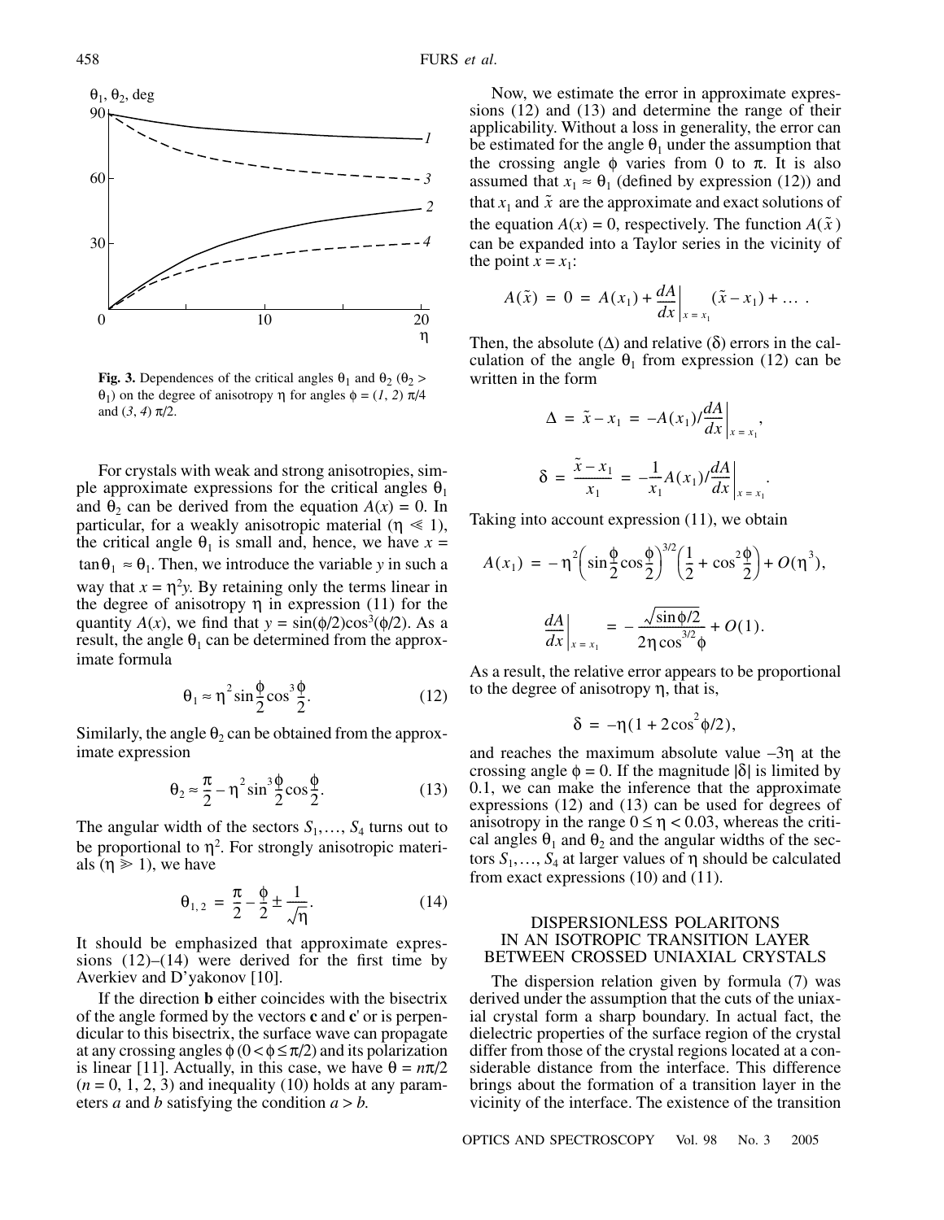Fig. 3. Dependences of the critical angles $\theta_1$ and $\theta_2$ ($\theta_2 > \theta_1$) on the degree of anisotropy $\eta$ for angles $\phi$ = (*1*, *2*) $\pi/4$ and (*3*, *4*) $\pi/2$.

For crystals with weak and strong anisotropies, simple approximate expressions for the critical angles $\theta_1$ and $\theta_2$ can be derived from the equation $A(x) = 0$. In particular, for a weakly anisotropic material ($\eta \ll 1$), the critical angle $\theta_1$ is small and, hence, we have $x = \tan\theta_1 \approx \theta_1$. Then, we introduce the variable $y$ in such a way that $x = \eta^2 y$. By retaining only the terms linear in the degree of anisotropy $\eta$ in expression (11) for the quantity $A(x)$, we find that $y = \sin(\phi/2)\cos^3(\phi/2)$. As a result, the angle $\theta_1$ can be determined from the approximate formula

$$\theta_1 \approx \eta^2 \sin\frac{\phi}{2}\cos^3\frac{\phi}{2}. \quad (12)$$

Similarly, the angle $\theta_2$ can be obtained from the approximate expression

$$\theta_2 \approx \frac{\pi}{2} - \eta^2 \sin^3\frac{\phi}{2}\cos\frac{\phi}{2}. \quad (13)$$

The angular width of the sectors $S_1, \ldots, S_4$ turns out to be proportional to $\eta^2$. For strongly anisotropic materials ($\eta \gg 1$), we have

$$\theta_{1,2} = \frac{\pi}{2} - \frac{\phi}{2} \pm \frac{1}{\sqrt{\eta}}. \quad (14)$$

It should be emphasized that approximate expressions (12)–(14) were derived for the first time by Averkiev and D'yakonov [10].

If the direction **b** either coincides with the bisectrix of the angle formed by the vectors **c** and **c**' or is perpendicular to this bisectrix, the surface wave can propagate at any crossing angles $\phi$ ($0 < \phi \le \pi/2$) and its polarization is linear [11]. Actually, in this case, we have $\theta = n\pi/2$ ($n = 0, 1, 2, 3$) and inequality (10) holds at any parameters $a$ and $b$ satisfying the condition $a > b$.

Now, we estimate the error in approximate expressions (12) and (13) and determine the range of their applicability. Without a loss in generality, the error can be estimated for the angle $\theta_1$ under the assumption that the crossing angle $\phi$ varies from 0 to $\pi$. It is also assumed that $x_1 \approx \theta_1$ (defined by expression (12)) and that $x_1$ and $\tilde{x}$ are the approximate and exact solutions of the equation $A(x) = 0$, respectively. The function $A(\tilde{x})$ can be expanded into a Taylor series in the vicinity of the point $x = x_1$:

$$A(\tilde{x}) = 0 = A(x_1) + \left.\frac{dA}{dx}\right|_{x = x_1}(\tilde{x} - x_1) + \ldots .$$

Then, the absolute ($\Delta$) and relative ($\delta$) errors in the calculation of the angle $\theta_1$ from expression (12) can be written in the form

$$\Delta = \tilde{x} - x_1 = -A(x_1)/\left.\frac{dA}{dx}\right|_{x = x_1},$$

$$\delta = \frac{\tilde{x} - x_1}{x_1} = -\frac{1}{x_1}A(x_1)/\left.\frac{dA}{dx}\right|_{x = x_1}.$$

Taking into account expression (11), we obtain

$$A(x_1) = -\eta^2\left(\sin\frac{\phi}{2}\cos\frac{\phi}{2}\right)^{3/2}\left(\frac{1}{2} + \cos^2\frac{\phi}{2}\right) + O(\eta^3),$$

$$\left.\frac{dA}{dx}\right|_{x = x_1} = -\frac{\sqrt{\sin\phi/2}}{2\eta\cos^{3/2}\phi} + O(1).$$

As a result, the relative error appears to be proportional to the degree of anisotropy $\eta$, that is,

$$\delta = -\eta(1 + 2\cos^2\phi/2),$$

and reaches the maximum absolute value $-3\eta$ at the crossing angle $\phi = 0$. If the magnitude $|\delta|$ is limited by 0.1, we can make the inference that the approximate expressions (12) and (13) can be used for degrees of anisotropy in the range $0 \le \eta < 0.03$, whereas the critical angles $\theta_1$ and $\theta_2$ and the angular widths of the sectors $S_1, \ldots, S_4$ at larger values of $\eta$ should be calculated from exact expressions (10) and (11).

## DISPERSIONLESS POLARITONS IN AN ISOTROPIC TRANSITION LAYER BETWEEN CROSSED UNIAXIAL CRYSTALS

The dispersion relation given by formula (7) was derived under the assumption that the cuts of the uniaxial crystal form a sharp boundary. In actual fact, the dielectric properties of the surface region of the crystal differ from those of the crystal regions located at a considerable distance from the interface. This difference brings about the formation of a transition layer in the vicinity of the interface. The existence of the transition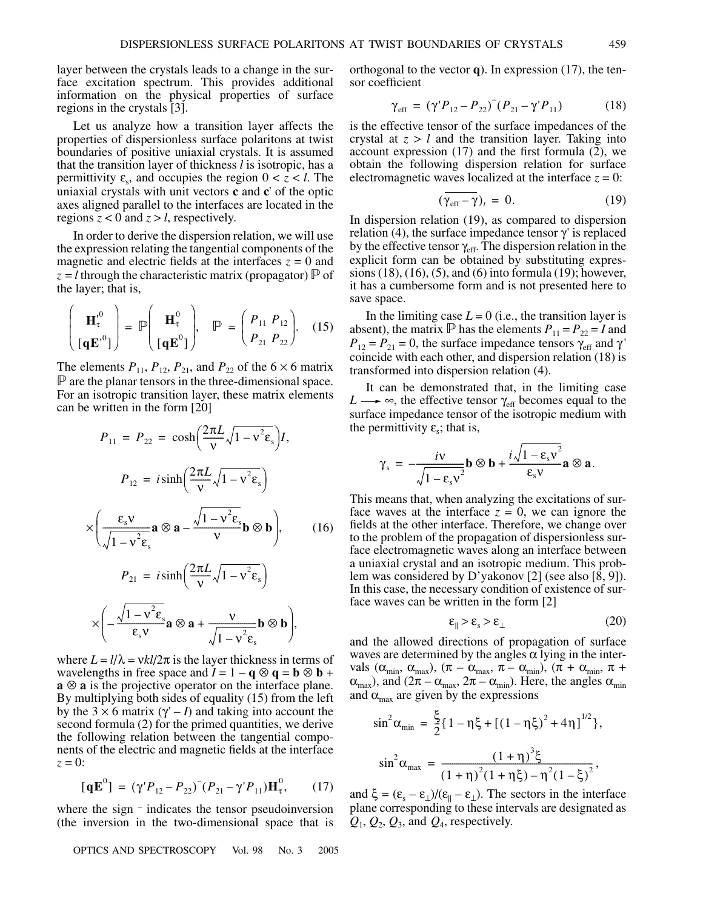layer between the crystals leads to a change in the surface excitation spectrum. This provides additional information on the physical properties of surface regions in the crystals [3].

Let us analyze how a transition layer affects the properties of dispersionless surface polaritons at twist boundaries of positive uniaxial crystals. It is assumed that the transition layer of thickness $l$ is isotropic, has a permittivity $\varepsilon_s$, and occupies the region $0 < z < l$. The uniaxial crystals with unit vectors $\mathbf{c}$ and $\mathbf{c}'$ of the optic axes aligned parallel to the interfaces are located in the regions $z < 0$ and $z > l$, respectively.

In order to derive the dispersion relation, we will use the expression relating the tangential components of the magnetic and electric fields at the interfaces $z = 0$ and $z = l$ through the characteristic matrix (propagator) $\mathbb{P}$ of the layer; that is,

$$\begin{pmatrix} \mathbf{H}_\tau'^0 \\ [\mathbf{q}\mathbf{E}'^0] \end{pmatrix} = \mathbb{P} \begin{pmatrix} \mathbf{H}_\tau^0 \\ [\mathbf{q}\mathbf{E}^0] \end{pmatrix}, \quad \mathbb{P} = \begin{pmatrix} P_{11} & P_{12} \\ P_{21} & P_{22} \end{pmatrix}. \tag{15}$$

The elements $P_{11}$, $P_{12}$, $P_{21}$, and $P_{22}$ of the $6 \times 6$ matrix $\mathbb{P}$ are the planar tensors in the three-dimensional space. For an isotropic transition layer, these matrix elements can be written in the form [20]

$$P_{11} = P_{22} = \cosh\left(\frac{2\pi L}{\nu}\sqrt{1-\nu^2\varepsilon_s}\right) I,$$

$$P_{12} = i\sinh\left(\frac{2\pi L}{\nu}\sqrt{1-\nu^2\varepsilon_s}\right)$$

$$\times \left(\frac{\varepsilon_s \nu}{\sqrt{1-\nu^2\varepsilon_s}}\mathbf{a}\otimes\mathbf{a} - \frac{\sqrt{1-\nu^2\varepsilon_s}}{\nu}\mathbf{b}\otimes\mathbf{b}\right), \tag{16}$$

$$P_{21} = i\sinh\left(\frac{2\pi L}{\nu}\sqrt{1-\nu^2\varepsilon_s}\right)$$

$$\times \left(-\frac{\sqrt{1-\nu^2\varepsilon_s}}{\varepsilon_s \nu}\mathbf{a}\otimes\mathbf{a} + \frac{\nu}{\sqrt{1-\nu^2\varepsilon_s}}\mathbf{b}\otimes\mathbf{b}\right),$$

where $L = l/\lambda = \nu k l/2\pi$ is the layer thickness in terms of wavelengths in free space and $I = 1 - \mathbf{q}\otimes\mathbf{q} = \mathbf{b}\otimes\mathbf{b} + \mathbf{a}\otimes\mathbf{a}$ is the projective operator on the interface plane. By multiplying both sides of equality (15) from the left by the $3 \times 6$ matrix $(\gamma' - I)$ and taking into account the second formula (2) for the primed quantities, we derive the following relation between the tangential components of the electric and magnetic fields at the interface $z = 0$:

$$[\mathbf{q}\mathbf{E}^0] = (\gamma' P_{12} - P_{22})^{-}(P_{21} - \gamma' P_{11})\mathbf{H}_\tau^0, \tag{17}$$

where the sign $^-$ indicates the tensor pseudoinversion (the inversion in the two-dimensional space that is orthogonal to the vector $\mathbf{q}$). In expression (17), the tensor coefficient

$$\gamma_{\text{eff}} = (\gamma' P_{12} - P_{22})^{-}(P_{21} - \gamma' P_{11}) \tag{18}$$

is the effective tensor of the surface impedances of the crystal at $z > l$ and the transition layer. Taking into account expression (17) and the first formula (2), we obtain the following dispersion relation for surface electromagnetic waves localized at the interface $z = 0$:

$$(\overline{\gamma_{\text{eff}} - \gamma})_t = 0. \tag{19}$$

In dispersion relation (19), as compared to dispersion relation (4), the surface impedance tensor $\gamma'$ is replaced by the effective tensor $\gamma_{\text{eff}}$. The dispersion relation in the explicit form can be obtained by substituting expressions (18), (16), (5), and (6) into formula (19); however, it has a cumbersome form and is not presented here to save space.

In the limiting case $L = 0$ (i.e., the transition layer is absent), the matrix $\mathbb{P}$ has the elements $P_{11} = P_{22} = I$ and $P_{12} = P_{21} = 0$, the surface impedance tensors $\gamma_{\text{eff}}$ and $\gamma'$ coincide with each other, and dispersion relation (18) is transformed into dispersion relation (4).

It can be demonstrated that, in the limiting case $L \longrightarrow \infty$, the effective tensor $\gamma_{\text{eff}}$ becomes equal to the surface impedance tensor of the isotropic medium with the permittivity $\varepsilon_s$; that is,

$$\gamma_s = -\frac{i\nu}{\sqrt{1-\varepsilon_s\nu^2}}\mathbf{b}\otimes\mathbf{b} + \frac{i\sqrt{1-\varepsilon_s\nu^2}}{\varepsilon_s\nu}\mathbf{a}\otimes\mathbf{a}.$$

This means that, when analyzing the excitations of surface waves at the interface $z = 0$, we can ignore the fields at the other interface. Therefore, we change over to the problem of the propagation of dispersionless surface electromagnetic waves along an interface between a uniaxial crystal and an isotropic medium. This problem was considered by D'yakonov [2] (see also [8, 9]). In this case, the necessary condition of existence of surface waves can be written in the form [2]

$$\varepsilon_\parallel > \varepsilon_s > \varepsilon_\perp \tag{20}$$

and the allowed directions of propagation of surface waves are determined by the angles $\alpha$ lying in the intervals $(\alpha_{\min}, \alpha_{\max})$, $(\pi - \alpha_{\max}, \pi - \alpha_{\min})$, $(\pi + \alpha_{\min}, \pi + \alpha_{\max})$, and $(2\pi - \alpha_{\max}, 2\pi - \alpha_{\min})$. Here, the angles $\alpha_{\min}$ and $\alpha_{\max}$ are given by the expressions

$$\sin^2\alpha_{\min} = \frac{\xi}{2}\{1 - \eta\xi + [(1-\eta\xi)^2 + 4\eta]^{1/2}\},$$

$$\sin^2\alpha_{\max} = \frac{(1+\eta)^3\xi}{(1+\eta)^2(1+\eta\xi) - \eta^2(1-\xi)^2},$$

and $\xi = (\varepsilon_s - \varepsilon_\perp)/(\varepsilon_\parallel - \varepsilon_\perp)$. The sectors in the interface plane corresponding to these intervals are designated as $Q_1$, $Q_2$, $Q_3$, and $Q_4$, respectively.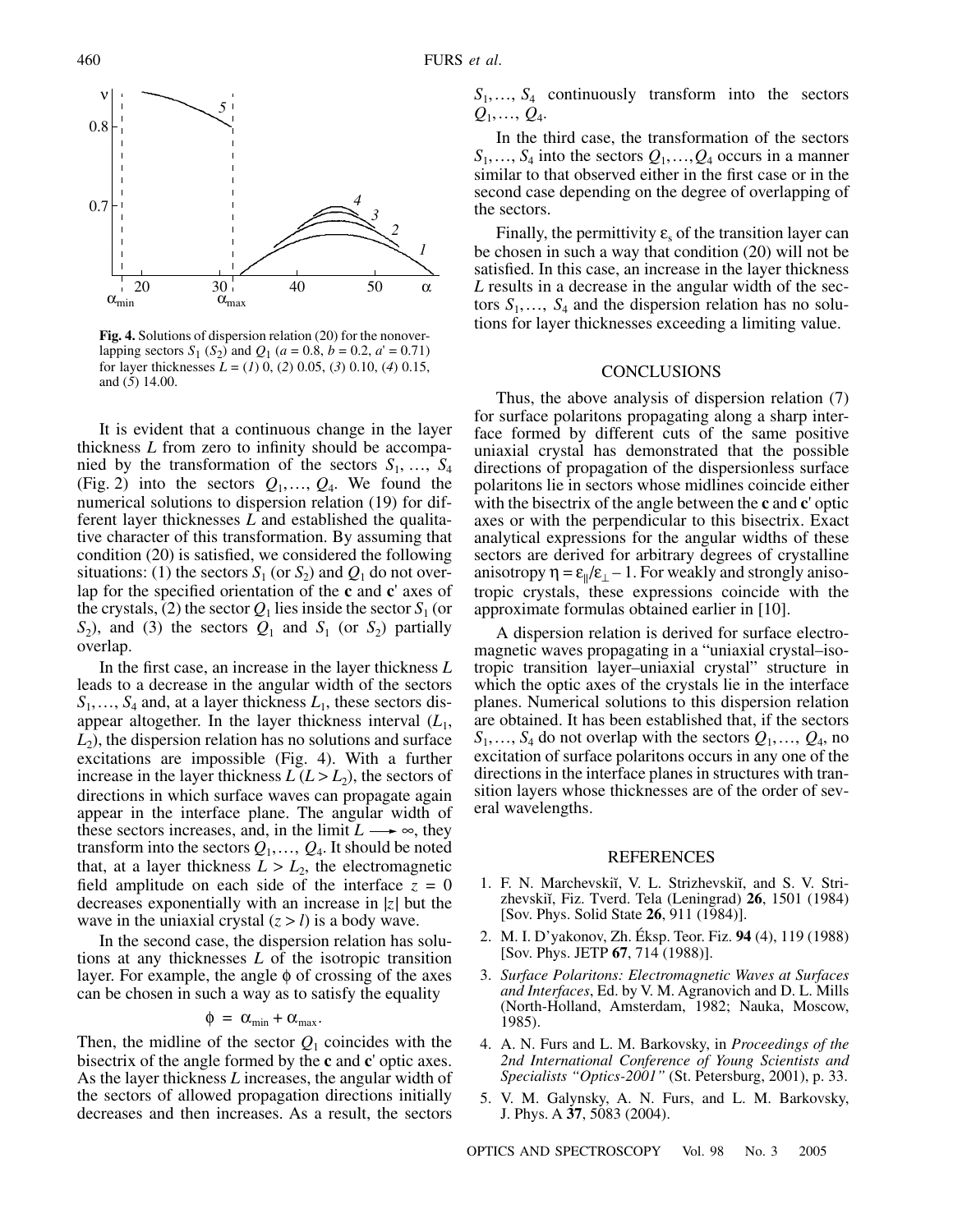**Fig. 4.** Solutions of dispersion relation (20) for the nonoverlapping sectors $S_1$ ($S_2$) and $Q_1$ ($a = 0.8$, $b = 0.2$, $a' = 0.71$) for layer thicknesses $L$ = (*1*) 0, (*2*) 0.05, (*3*) 0.10, (*4*) 0.15, and (*5*) 14.00.

It is evident that a continuous change in the layer thickness $L$ from zero to infinity should be accompanied by the transformation of the sectors $S_1, \ldots, S_4$ (Fig. 2) into the sectors $Q_1, \ldots, Q_4$. We found the numerical solutions to dispersion relation (19) for different layer thicknesses $L$ and established the qualitative character of this transformation. By assuming that condition (20) is satisfied, we considered the following situations: (1) the sectors $S_1$ (or $S_2$) and $Q_1$ do not overlap for the specified orientation of the **c** and **c**' axes of the crystals, (2) the sector $Q_1$ lies inside the sector $S_1$ (or $S_2$), and (3) the sectors $Q_1$ and $S_1$ (or $S_2$) partially overlap.

In the first case, an increase in the layer thickness $L$ leads to a decrease in the angular width of the sectors $S_1, \ldots, S_4$ and, at a layer thickness $L_1$, these sectors disappear altogether. In the layer thickness interval ($L_1$, $L_2$), the dispersion relation has no solutions and surface excitations are impossible (Fig. 4). With a further increase in the layer thickness $L$ ($L > L_2$), the sectors of directions in which surface waves can propagate again appear in the interface plane. The angular width of these sectors increases, and, in the limit $L \longrightarrow \infty$, they transform into the sectors $Q_1, \ldots, Q_4$. It should be noted that, at a layer thickness $L > L_2$, the electromagnetic field amplitude on each side of the interface $z = 0$ decreases exponentially with an increase in $|z|$ but the wave in the uniaxial crystal ($z > l$) is a body wave.

In the second case, the dispersion relation has solutions at any thicknesses $L$ of the isotropic transition layer. For example, the angle $\phi$ of crossing of the axes can be chosen in such a way as to satisfy the equality

$$\phi = \alpha_{\min} + \alpha_{\max}.$$

Then, the midline of the sector $Q_1$ coincides with the bisectrix of the angle formed by the **c** and **c**' optic axes. As the layer thickness $L$ increases, the angular width of the sectors of allowed propagation directions initially decreases and then increases. As a result, the sectors $S_1, \ldots, S_4$ continuously transform into the sectors $Q_1, \ldots, Q_4$.

In the third case, the transformation of the sectors $S_1, \ldots, S_4$ into the sectors $Q_1, \ldots, Q_4$ occurs in a manner similar to that observed either in the first case or in the second case depending on the degree of overlapping of the sectors.

Finally, the permittivity $\varepsilon_s$ of the transition layer can be chosen in such a way that condition (20) will not be satisfied. In this case, an increase in the layer thickness $L$ results in a decrease in the angular width of the sectors $S_1, \ldots, S_4$ and the dispersion relation has no solutions for layer thicknesses exceeding a limiting value.

## CONCLUSIONS

Thus, the above analysis of dispersion relation (7) for surface polaritons propagating along a sharp interface formed by different cuts of the same positive uniaxial crystal has demonstrated that the possible directions of propagation of the dispersionless surface polaritons lie in sectors whose midlines coincide either with the bisectrix of the angle between the **c** and **c**' optic axes or with the perpendicular to this bisectrix. Exact analytical expressions for the angular widths of these sectors are derived for arbitrary degrees of crystalline anisotropy $\eta = \varepsilon_{\parallel}/\varepsilon_{\perp} - 1$. For weakly and strongly anisotropic crystals, these expressions coincide with the approximate formulas obtained earlier in [10].

A dispersion relation is derived for surface electromagnetic waves propagating in a "uniaxial crystal–isotropic transition layer–uniaxial crystal" structure in which the optic axes of the crystals lie in the interface planes. Numerical solutions to this dispersion relation are obtained. It has been established that, if the sectors $S_1, \ldots, S_4$ do not overlap with the sectors $Q_1, \ldots, Q_4$, no excitation of surface polaritons occurs in any one of the directions in the interface planes in structures with transition layers whose thicknesses are of the order of several wavelengths.

## REFERENCES

1. F. N. Marchevskiĭ, V. L. Strizhevskiĭ, and S. V. Strizhevskiĭ, Fiz. Tverd. Tela (Leningrad) **26**, 1501 (1984) [Sov. Phys. Solid State **26**, 911 (1984)].
2. M. I. D'yakonov, Zh. Éksp. Teor. Fiz. **94** (4), 119 (1988) [Sov. Phys. JETP **67**, 714 (1988)].
3. *Surface Polaritons: Electromagnetic Waves at Surfaces and Interfaces*, Ed. by V. M. Agranovich and D. L. Mills (North-Holland, Amsterdam, 1982; Nauka, Moscow, 1985).
4. A. N. Furs and L. M. Barkovsky, in *Proceedings of the 2nd International Conference of Young Scientists and Specialists "Optics-2001"* (St. Petersburg, 2001), p. 33.
5. V. M. Galynsky, A. N. Furs, and L. M. Barkovsky, J. Phys. A **37**, 5083 (2004).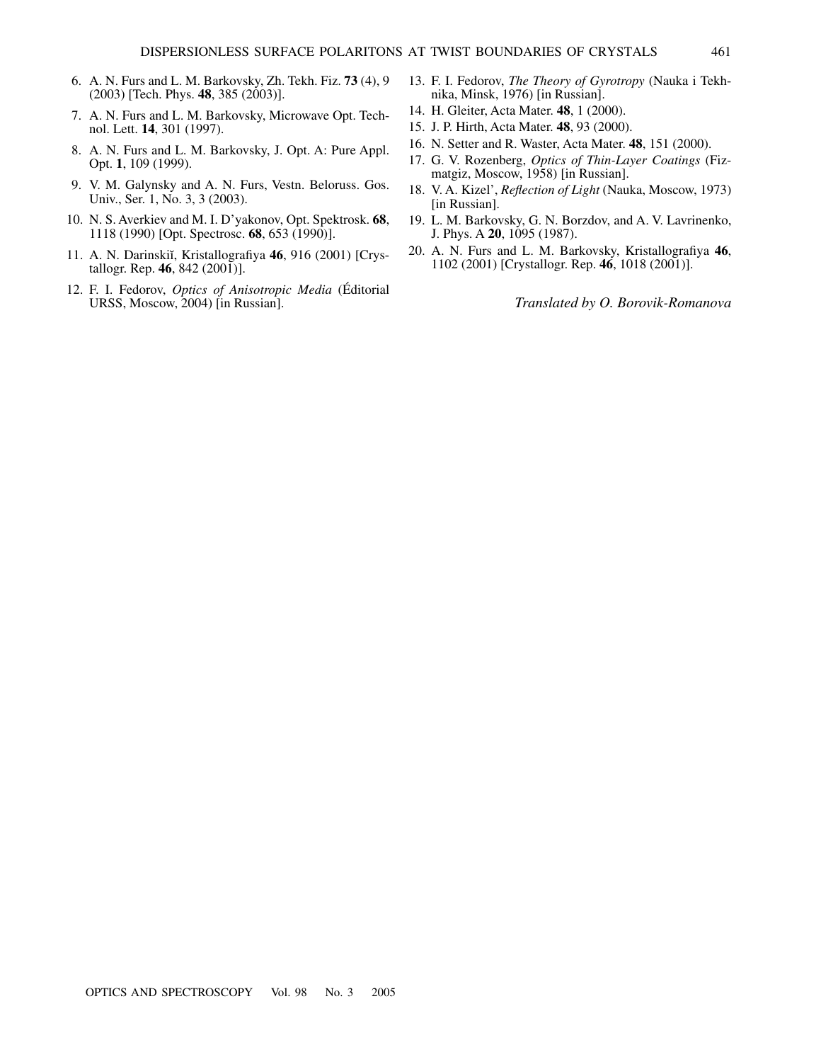6. A. N. Furs and L. M. Barkovsky, Zh. Tekh. Fiz. **73** (4), 9 (2003) [Tech. Phys. **48**, 385 (2003)].
7. A. N. Furs and L. M. Barkovsky, Microwave Opt. Technol. Lett. **14**, 301 (1997).
8. A. N. Furs and L. M. Barkovsky, J. Opt. A: Pure Appl. Opt. **1**, 109 (1999).
9. V. M. Galynsky and A. N. Furs, Vestn. Beloruss. Gos. Univ., Ser. 1, No. 3, 3 (2003).
10. N. S. Averkiev and M. I. D'yakonov, Opt. Spektrosk. **68**, 1118 (1990) [Opt. Spectrosc. **68**, 653 (1990)].
11. A. N. Darinskiĭ, Kristallografiya **46**, 916 (2001) [Crystallogr. Rep. **46**, 842 (2001)].
12. F. I. Fedorov, *Optics of Anisotropic Media* (Éditorial URSS, Moscow, 2004) [in Russian].
13. F. I. Fedorov, *The Theory of Gyrotropy* (Nauka i Tekhnika, Minsk, 1976) [in Russian].
14. H. Gleiter, Acta Mater. **48**, 1 (2000).
15. J. P. Hirth, Acta Mater. **48**, 93 (2000).
16. N. Setter and R. Waster, Acta Mater. **48**, 151 (2000).
17. G. V. Rozenberg, *Optics of Thin-Layer Coatings* (Fizmatgiz, Moscow, 1958) [in Russian].
18. V. A. Kizel', *Reflection of Light* (Nauka, Moscow, 1973) [in Russian].
19. L. M. Barkovsky, G. N. Borzdov, and A. V. Lavrinenko, J. Phys. A **20**, 1095 (1987).
20. A. N. Furs and L. M. Barkovsky, Kristallografiya **46**, 1102 (2001) [Crystallogr. Rep. **46**, 1018 (2001)].

*Translated by O. Borovik-Romanova*